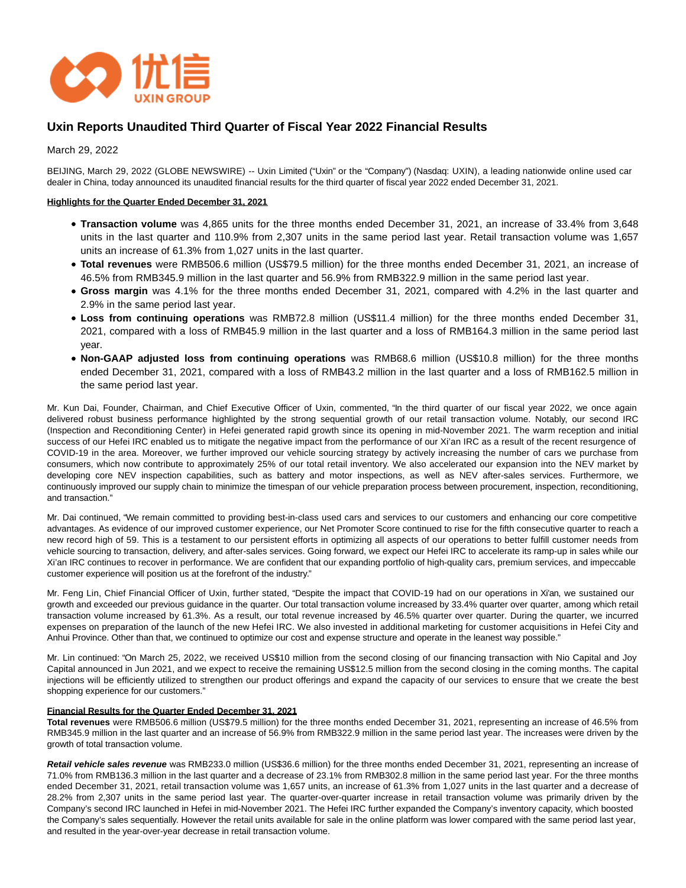# Uxin Reports Unaudited Third Quarter of Fiscal Year 2022 Financial Results

March 29, 2022

BEIJING, March 29, 2022 (GLOBE NEWSWIRE) -- Uxin Limited ("Uxin" or the "Company") (Nasdaq: UXIN), a leading nationwide online used car dealer in China, today announced its unaudited financial results for the third quarter of fiscal year 2022 ended December 31, 2021.

**Highlights for the Quarter Ended December 31, 2021**

- **Transaction volume** was 4,865 units for the three months ended December 31, 2021, an increase of 33.4% from 3,648 units in the last quarter and 110.9% from 2,307 units in the same period last year. Retail transaction volume was 1,657 units an increase of 61.3% from 1,027 units in the last quarter.
- **Total revenues** were RMB506.6 million (US$79.5 million) for the three months ended December 31, 2021, an increase of 46.5% from RMB345.9 million in the last quarter and 56.9% from RMB322.9 million in the same period last year.
- **Gross margin** was 4.1% for the three months ended December 31, 2021, compared with 4.2% in the last quarter and 2.9% in the same period last year.
- **Loss from continuing operations** was RMB72.8 million (US$11.4 million) for the three months ended December 31, 2021, compared with a loss of RMB45.9 million in the last quarter and a loss of RMB164.3 million in the same period last year.
- **Non-GAAP adjusted loss from continuing operations** was RMB68.6 million (US$10.8 million) for the three months ended December 31, 2021, compared with a loss of RMB43.2 million in the last quarter and a loss of RMB162.5 million in the same period last year.

Mr. Kun Dai, Founder, Chairman, and Chief Executive Officer of Uxin, commented, "In the third quarter of our fiscal year 2022, we once again delivered robust business performance highlighted by the strong sequential growth of our retail transaction volume. Notably, our second IRC (Inspection and Reconditioning Center) in Hefei generated rapid growth since its opening in mid-November 2021. The warm reception and initial success of our Hefei IRC enabled us to mitigate the negative impact from the performance of our Xi'an IRC as a result of the recent resurgence of COVID-19 in the area. Moreover, we further improved our vehicle sourcing strategy by actively increasing the number of cars we purchase from consumers, which now contribute to approximately 25% of our total retail inventory. We also accelerated our expansion into the NEV market by developing core NEV inspection capabilities, such as battery and motor inspections, as well as NEV after-sales services. Furthermore, we continuously improved our supply chain to minimize the timespan of our vehicle preparation process between procurement, inspection, reconditioning, and transaction."

Mr. Dai continued, "We remain committed to providing best-in-class used cars and services to our customers and enhancing our core competitive advantages. As evidence of our improved customer experience, our Net Promoter Score continued to rise for the fifth consecutive quarter to reach a new record high of 59. This is a testament to our persistent efforts in optimizing all aspects of our operations to better fulfill customer needs from vehicle sourcing to transaction, delivery, and after-sales services. Going forward, we expect our Hefei IRC to accelerate its ramp-up in sales while our Xi'an IRC continues to recover in performance. We are confident that our expanding portfolio of high-quality cars, premium services, and impeccable customer experience will position us at the forefront of the industry."

Mr. Feng Lin, Chief Financial Officer of Uxin, further stated, "Despite the impact that COVID-19 had on our operations in Xi'an, we sustained our growth and exceeded our previous guidance in the quarter. Our total transaction volume increased by 33.4% quarter over quarter, among which retail transaction volume increased by 61.3%. As a result, our total revenue increased by 46.5% quarter over quarter. During the quarter, we incurred expenses on preparation of the launch of the new Hefei IRC. We also invested in additional marketing for customer acquisitions in Hefei City and Anhui Province. Other than that, we continued to optimize our cost and expense structure and operate in the leanest way possible."

Mr. Lin continued: "On March 25, 2022, we received US$10 million from the second closing of our financing transaction with Nio Capital and Joy Capital announced in Jun 2021, and we expect to receive the remaining US$12.5 million from the second closing in the coming months. The capital injections will be efficiently utilized to strengthen our product offerings and expand the capacity of our services to ensure that we create the best shopping experience for our customers."

**Financial Results for the Quarter Ended December 31, 2021**

**Total revenues** were RMB506.6 million (US$79.5 million) for the three months ended December 31, 2021, representing an increase of 46.5% from RMB345.9 million in the last quarter and an increase of 56.9% from RMB322.9 million in the same period last year. The increases were driven by the growth of total transaction volume.

***Retail vehicle sales revenue*** was RMB233.0 million (US$36.6 million) for the three months ended December 31, 2021, representing an increase of 71.0% from RMB136.3 million in the last quarter and a decrease of 23.1% from RMB302.8 million in the same period last year. For the three months ended December 31, 2021, retail transaction volume was 1,657 units, an increase of 61.3% from 1,027 units in the last quarter and a decrease of 28.2% from 2,307 units in the same period last year. The quarter-over-quarter increase in retail transaction volume was primarily driven by the Company's second IRC launched in Hefei in mid-November 2021. The Hefei IRC further expanded the Company's inventory capacity, which boosted the Company's sales sequentially. However the retail units available for sale in the online platform was lower compared with the same period last year, and resulted in the year-over-year decrease in retail transaction volume.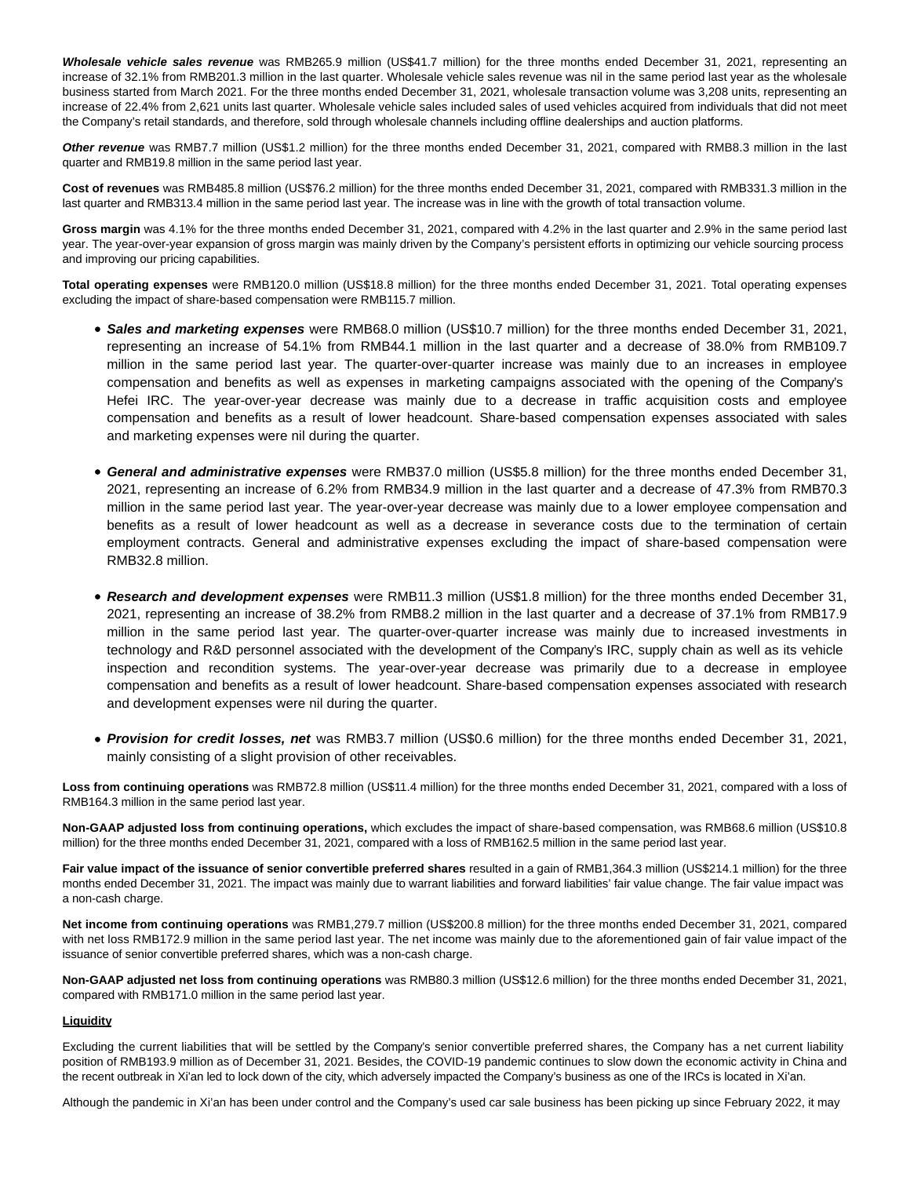***Wholesale vehicle sales revenue*** was RMB265.9 million (US$41.7 million) for the three months ended December 31, 2021, representing an increase of 32.1% from RMB201.3 million in the last quarter. Wholesale vehicle sales revenue was nil in the same period last year as the wholesale business started from March 2021. For the three months ended December 31, 2021, wholesale transaction volume was 3,208 units, representing an increase of 22.4% from 2,621 units last quarter. Wholesale vehicle sales included sales of used vehicles acquired from individuals that did not meet the Company's retail standards, and therefore, sold through wholesale channels including offline dealerships and auction platforms.

***Other revenue*** was RMB7.7 million (US$1.2 million) for the three months ended December 31, 2021, compared with RMB8.3 million in the last quarter and RMB19.8 million in the same period last year.

**Cost of revenues** was RMB485.8 million (US$76.2 million) for the three months ended December 31, 2021, compared with RMB331.3 million in the last quarter and RMB313.4 million in the same period last year. The increase was in line with the growth of total transaction volume.

**Gross margin** was 4.1% for the three months ended December 31, 2021, compared with 4.2% in the last quarter and 2.9% in the same period last year. The year-over-year expansion of gross margin was mainly driven by the Company's persistent efforts in optimizing our vehicle sourcing process and improving our pricing capabilities.

**Total operating expenses** were RMB120.0 million (US$18.8 million) for the three months ended December 31, 2021. Total operating expenses excluding the impact of share-based compensation were RMB115.7 million.

- ***Sales and marketing expenses*** were RMB68.0 million (US$10.7 million) for the three months ended December 31, 2021, representing an increase of 54.1% from RMB44.1 million in the last quarter and a decrease of 38.0% from RMB109.7 million in the same period last year. The quarter-over-quarter increase was mainly due to an increases in employee compensation and benefits as well as expenses in marketing campaigns associated with the opening of the Company's Hefei IRC. The year-over-year decrease was mainly due to a decrease in traffic acquisition costs and employee compensation and benefits as a result of lower headcount. Share-based compensation expenses associated with sales and marketing expenses were nil during the quarter.

- ***General and administrative expenses*** were RMB37.0 million (US$5.8 million) for the three months ended December 31, 2021, representing an increase of 6.2% from RMB34.9 million in the last quarter and a decrease of 47.3% from RMB70.3 million in the same period last year. The year-over-year decrease was mainly due to a lower employee compensation and benefits as a result of lower headcount as well as a decrease in severance costs due to the termination of certain employment contracts. General and administrative expenses excluding the impact of share-based compensation were RMB32.8 million.

- ***Research and development expenses*** were RMB11.3 million (US$1.8 million) for the three months ended December 31, 2021, representing an increase of 38.2% from RMB8.2 million in the last quarter and a decrease of 37.1% from RMB17.9 million in the same period last year. The quarter-over-quarter increase was mainly due to increased investments in technology and R&D personnel associated with the development of the Company's IRC, supply chain as well as its vehicle inspection and recondition systems. The year-over-year decrease was primarily due to a decrease in employee compensation and benefits as a result of lower headcount. Share-based compensation expenses associated with research and development expenses were nil during the quarter.

- ***Provision for credit losses, net*** was RMB3.7 million (US$0.6 million) for the three months ended December 31, 2021, mainly consisting of a slight provision of other receivables.

**Loss from continuing operations** was RMB72.8 million (US$11.4 million) for the three months ended December 31, 2021, compared with a loss of RMB164.3 million in the same period last year.

**Non-GAAP adjusted loss from continuing operations,** which excludes the impact of share-based compensation, was RMB68.6 million (US$10.8 million) for the three months ended December 31, 2021, compared with a loss of RMB162.5 million in the same period last year.

**Fair value impact of the issuance of senior convertible preferred shares** resulted in a gain of RMB1,364.3 million (US$214.1 million) for the three months ended December 31, 2021. The impact was mainly due to warrant liabilities and forward liabilities' fair value change. The fair value impact was a non-cash charge.

**Net income from continuing operations** was RMB1,279.7 million (US$200.8 million) for the three months ended December 31, 2021, compared with net loss RMB172.9 million in the same period last year. The net income was mainly due to the aforementioned gain of fair value impact of the issuance of senior convertible preferred shares, which was a non-cash charge.

**Non-GAAP adjusted net loss from continuing operations** was RMB80.3 million (US$12.6 million) for the three months ended December 31, 2021, compared with RMB171.0 million in the same period last year.

**Liquidity**

Excluding the current liabilities that will be settled by the Company's senior convertible preferred shares, the Company has a net current liability position of RMB193.9 million as of December 31, 2021. Besides, the COVID-19 pandemic continues to slow down the economic activity in China and the recent outbreak in Xi'an led to lock down of the city, which adversely impacted the Company's business as one of the IRCs is located in Xi'an.

Although the pandemic in Xi'an has been under control and the Company's used car sale business has been picking up since February 2022, it may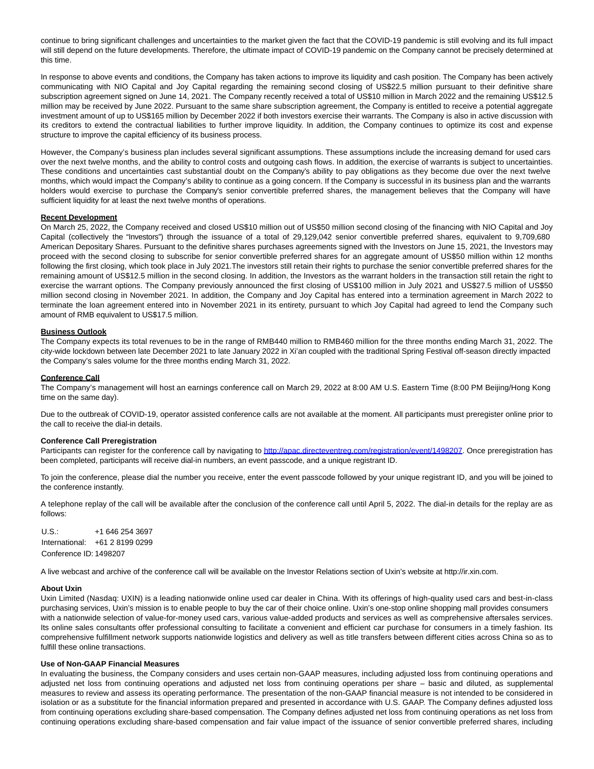continue to bring significant challenges and uncertainties to the market given the fact that the COVID-19 pandemic is still evolving and its full impact will still depend on the future developments. Therefore, the ultimate impact of COVID-19 pandemic on the Company cannot be precisely determined at this time.

In response to above events and conditions, the Company has taken actions to improve its liquidity and cash position. The Company has been actively communicating with NIO Capital and Joy Capital regarding the remaining second closing of US$22.5 million pursuant to their definitive share subscription agreement signed on June 14, 2021. The Company recently received a total of US$10 million in March 2022 and the remaining US$12.5 million may be received by June 2022. Pursuant to the same share subscription agreement, the Company is entitled to receive a potential aggregate investment amount of up to US$165 million by December 2022 if both investors exercise their warrants. The Company is also in active discussion with its creditors to extend the contractual liabilities to further improve liquidity. In addition, the Company continues to optimize its cost and expense structure to improve the capital efficiency of its business process.

However, the Company's business plan includes several significant assumptions. These assumptions include the increasing demand for used cars over the next twelve months, and the ability to control costs and outgoing cash flows. In addition, the exercise of warrants is subject to uncertainties. These conditions and uncertainties cast substantial doubt on the Company's ability to pay obligations as they become due over the next twelve months, which would impact the Company's ability to continue as a going concern. If the Company is successful in its business plan and the warrants holders would exercise to purchase the Company's senior convertible preferred shares, the management believes that the Company will have sufficient liquidity for at least the next twelve months of operations.

**Recent Development**

On March 25, 2022, the Company received and closed US$10 million out of US$50 million second closing of the financing with NIO Capital and Joy Capital (collectively the "Investors") through the issuance of a total of 29,129,042 senior convertible preferred shares, equivalent to 9,709,680 American Depositary Shares. Pursuant to the definitive shares purchases agreements signed with the Investors on June 15, 2021, the Investors may proceed with the second closing to subscribe for senior convertible preferred shares for an aggregate amount of US$50 million within 12 months following the first closing, which took place in July 2021.The investors still retain their rights to purchase the senior convertible preferred shares for the remaining amount of US$12.5 million in the second closing. In addition, the Investors as the warrant holders in the transaction still retain the right to exercise the warrant options. The Company previously announced the first closing of US$100 million in July 2021 and US$27.5 million of US$50 million second closing in November 2021. In addition, the Company and Joy Capital has entered into a termination agreement in March 2022 to terminate the loan agreement entered into in November 2021 in its entirety, pursuant to which Joy Capital had agreed to lend the Company such amount of RMB equivalent to US$17.5 million.

**Business Outlook**

The Company expects its total revenues to be in the range of RMB440 million to RMB460 million for the three months ending March 31, 2022. The city-wide lockdown between late December 2021 to late January 2022 in Xi'an coupled with the traditional Spring Festival off-season directly impacted the Company's sales volume for the three months ending March 31, 2022.

**Conference Call**

The Company's management will host an earnings conference call on March 29, 2022 at 8:00 AM U.S. Eastern Time (8:00 PM Beijing/Hong Kong time on the same day).

Due to the outbreak of COVID-19, operator assisted conference calls are not available at the moment. All participants must preregister online prior to the call to receive the dial-in details.

**Conference Call Preregistration**

Participants can register for the conference call by navigating to http://apac.directeventreg.com/registration/event/1498207. Once preregistration has been completed, participants will receive dial-in numbers, an event passcode, and a unique registrant ID.

To join the conference, please dial the number you receive, enter the event passcode followed by your unique registrant ID, and you will be joined to the conference instantly.

A telephone replay of the call will be available after the conclusion of the conference call until April 5, 2022. The dial-in details for the replay are as follows:

| | |
|---|---|
| U.S.: | +1 646 254 3697 |
| International: | +61 2 8199 0299 |
| Conference ID: | 1498207 |

A live webcast and archive of the conference call will be available on the Investor Relations section of Uxin's website at http://ir.xin.com.

**About Uxin**

Uxin Limited (Nasdaq: UXIN) is a leading nationwide online used car dealer in China. With its offerings of high-quality used cars and best-in-class purchasing services, Uxin's mission is to enable people to buy the car of their choice online. Uxin's one-stop online shopping mall provides consumers with a nationwide selection of value-for-money used cars, various value-added products and services as well as comprehensive aftersales services. Its online sales consultants offer professional consulting to facilitate a convenient and efficient car purchase for consumers in a timely fashion. Its comprehensive fulfillment network supports nationwide logistics and delivery as well as title transfers between different cities across China so as to fulfill these online transactions.

**Use of Non-GAAP Financial Measures**

In evaluating the business, the Company considers and uses certain non-GAAP measures, including adjusted loss from continuing operations and adjusted net loss from continuing operations and adjusted net loss from continuing operations per share – basic and diluted, as supplemental measures to review and assess its operating performance. The presentation of the non-GAAP financial measure is not intended to be considered in isolation or as a substitute for the financial information prepared and presented in accordance with U.S. GAAP. The Company defines adjusted loss from continuing operations excluding share-based compensation. The Company defines adjusted net loss from continuing operations as net loss from continuing operations excluding share-based compensation and fair value impact of the issuance of senior convertible preferred shares, including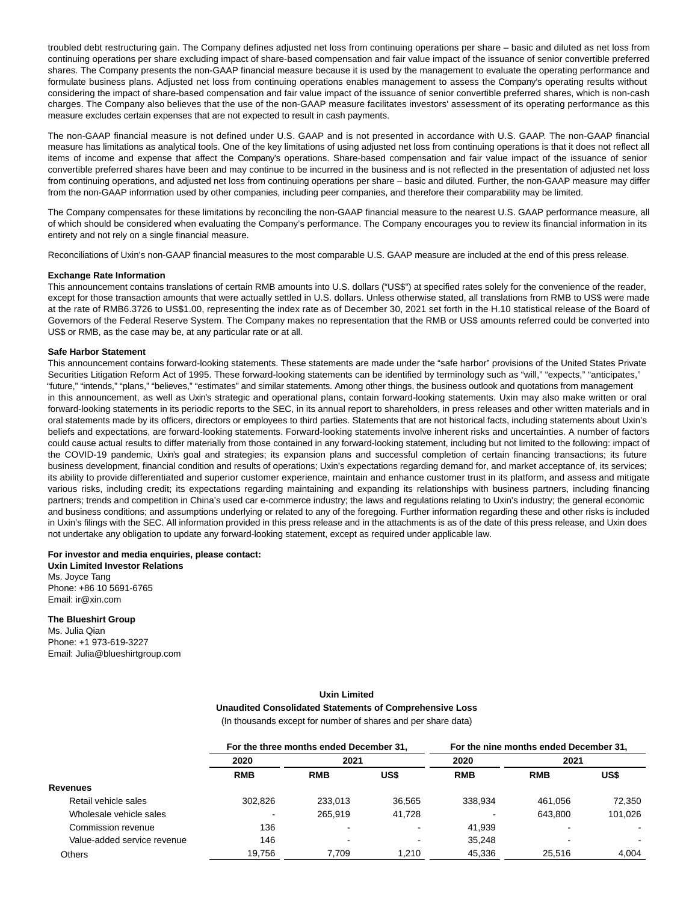troubled debt restructuring gain. The Company defines adjusted net loss from continuing operations per share – basic and diluted as net loss from continuing operations per share excluding impact of share-based compensation and fair value impact of the issuance of senior convertible preferred shares. The Company presents the non-GAAP financial measure because it is used by the management to evaluate the operating performance and formulate business plans. Adjusted net loss from continuing operations enables management to assess the Company's operating results without considering the impact of share-based compensation and fair value impact of the issuance of senior convertible preferred shares, which is non-cash charges. The Company also believes that the use of the non-GAAP measure facilitates investors' assessment of its operating performance as this measure excludes certain expenses that are not expected to result in cash payments.

The non-GAAP financial measure is not defined under U.S. GAAP and is not presented in accordance with U.S. GAAP. The non-GAAP financial measure has limitations as analytical tools. One of the key limitations of using adjusted net loss from continuing operations is that it does not reflect all items of income and expense that affect the Company's operations. Share-based compensation and fair value impact of the issuance of senior convertible preferred shares have been and may continue to be incurred in the business and is not reflected in the presentation of adjusted net loss from continuing operations, and adjusted net loss from continuing operations per share – basic and diluted. Further, the non-GAAP measure may differ from the non-GAAP information used by other companies, including peer companies, and therefore their comparability may be limited.

The Company compensates for these limitations by reconciling the non-GAAP financial measure to the nearest U.S. GAAP performance measure, all of which should be considered when evaluating the Company's performance. The Company encourages you to review its financial information in its entirety and not rely on a single financial measure.

Reconciliations of Uxin's non-GAAP financial measures to the most comparable U.S. GAAP measure are included at the end of this press release.

**Exchange Rate Information**

This announcement contains translations of certain RMB amounts into U.S. dollars ("US$") at specified rates solely for the convenience of the reader, except for those transaction amounts that were actually settled in U.S. dollars. Unless otherwise stated, all translations from RMB to US$ were made at the rate of RMB6.3726 to US$1.00, representing the index rate as of December 30, 2021 set forth in the H.10 statistical release of the Board of Governors of the Federal Reserve System. The Company makes no representation that the RMB or US$ amounts referred could be converted into US$ or RMB, as the case may be, at any particular rate or at all.

**Safe Harbor Statement**

This announcement contains forward-looking statements. These statements are made under the "safe harbor" provisions of the United States Private Securities Litigation Reform Act of 1995. These forward-looking statements can be identified by terminology such as "will," "expects," "anticipates," "future," "intends," "plans," "believes," "estimates" and similar statements. Among other things, the business outlook and quotations from management in this announcement, as well as Uxin's strategic and operational plans, contain forward-looking statements. Uxin may also make written or oral forward-looking statements in its periodic reports to the SEC, in its annual report to shareholders, in press releases and other written materials and in oral statements made by its officers, directors or employees to third parties. Statements that are not historical facts, including statements about Uxin's beliefs and expectations, are forward-looking statements. Forward-looking statements involve inherent risks and uncertainties. A number of factors could cause actual results to differ materially from those contained in any forward-looking statement, including but not limited to the following: impact of the COVID-19 pandemic, Uxin's goal and strategies; its expansion plans and successful completion of certain financing transactions; its future business development, financial condition and results of operations; Uxin's expectations regarding demand for, and market acceptance of, its services; its ability to provide differentiated and superior customer experience, maintain and enhance customer trust in its platform, and assess and mitigate various risks, including credit; its expectations regarding maintaining and expanding its relationships with business partners, including financing partners; trends and competition in China's used car e-commerce industry; the laws and regulations relating to Uxin's industry; the general economic and business conditions; and assumptions underlying or related to any of the foregoing. Further information regarding these and other risks is included in Uxin's filings with the SEC. All information provided in this press release and in the attachments is as of the date of this press release, and Uxin does not undertake any obligation to update any forward-looking statement, except as required under applicable law.

**For investor and media enquiries, please contact:**
**Uxin Limited Investor Relations**
Ms. Joyce Tang
Phone: +86 10 5691-6765
Email: ir@xin.com

**The Blueshirt Group**
Ms. Julia Qian
Phone: +1 973-619-3227
Email: Julia@blueshirtgroup.com

**Uxin Limited**
**Unaudited Consolidated Statements of Comprehensive Loss**
(In thousands except for number of shares and per share data)

| | For the three months ended December 31, | | | For the nine months ended December 31, | | |
|---|---|---|---|---|---|---|
| | 2020 | 2021 | | 2020 | 2021 | |
| | RMB | RMB | US$ | RMB | RMB | US$ |
| **Revenues** | | | | | | |
| Retail vehicle sales | 302,826 | 233,013 | 36,565 | 338,934 | 461,056 | 72,350 |
| Wholesale vehicle sales | - | 265,919 | 41,728 | - | 643,800 | 101,026 |
| Commission revenue | 136 | - | - | 41,939 | - | - |
| Value-added service revenue | 146 | - | - | 35,248 | - | - |
| Others | 19,756 | 7,709 | 1,210 | 45,336 | 25,516 | 4,004 |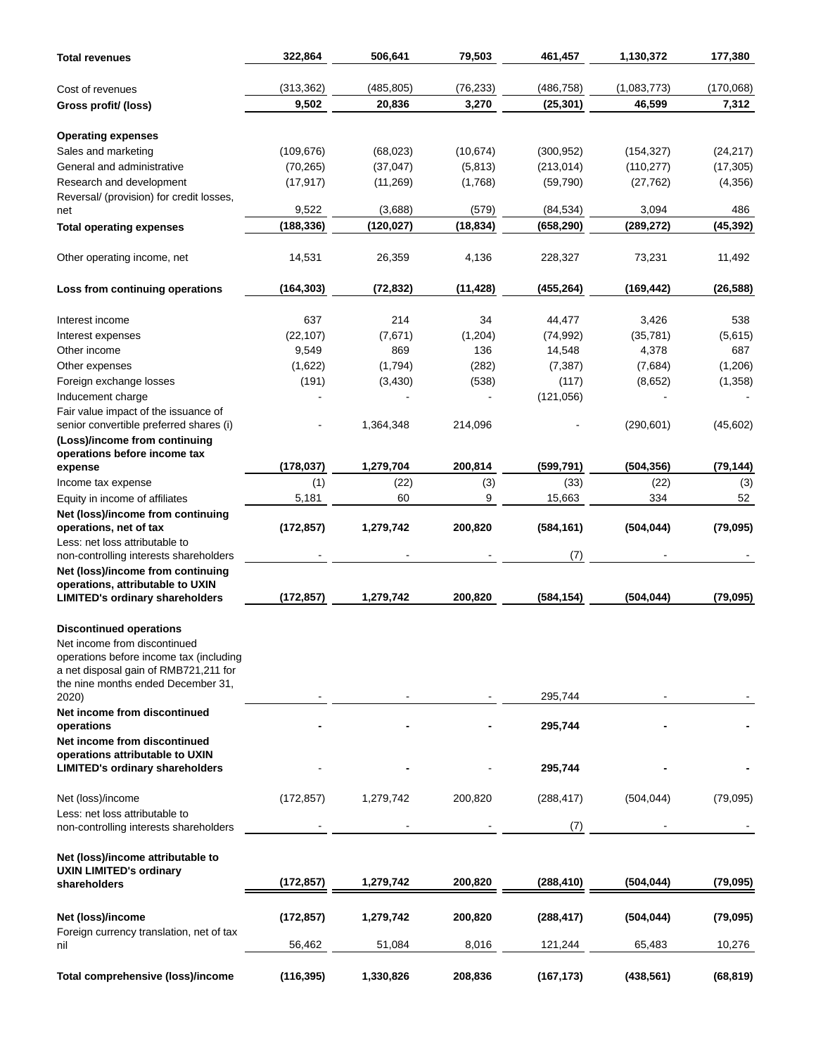| | | | | | | |
|---|---|---|---|---|---|---|
| **Total revenues** | **322,864** | **506,641** | **79,503** | **461,457** | **1,130,372** | **177,380** |
| Cost of revenues | (313,362) | (485,805) | (76,233) | (486,758) | (1,083,773) | (170,068) |
| **Gross profit/ (loss)** | **9,502** | **20,836** | **3,270** | **(25,301)** | **46,599** | **7,312** |
| **Operating expenses** | | | | | | |
| Sales and marketing | (109,676) | (68,023) | (10,674) | (300,952) | (154,327) | (24,217) |
| General and administrative | (70,265) | (37,047) | (5,813) | (213,014) | (110,277) | (17,305) |
| Research and development | (17,917) | (11,269) | (1,768) | (59,790) | (27,762) | (4,356) |
| Reversal/ (provision) for credit losses, net | 9,522 | (3,688) | (579) | (84,534) | 3,094 | 486 |
| **Total operating expenses** | **(188,336)** | **(120,027)** | **(18,834)** | **(658,290)** | **(289,272)** | **(45,392)** |
| Other operating income, net | 14,531 | 26,359 | 4,136 | 228,327 | 73,231 | 11,492 |
| **Loss from continuing operations** | **(164,303)** | **(72,832)** | **(11,428)** | **(455,264)** | **(169,442)** | **(26,588)** |
| Interest income | 637 | 214 | 34 | 44,477 | 3,426 | 538 |
| Interest expenses | (22,107) | (7,671) | (1,204) | (74,992) | (35,781) | (5,615) |
| Other income | 9,549 | 869 | 136 | 14,548 | 4,378 | 687 |
| Other expenses | (1,622) | (1,794) | (282) | (7,387) | (7,684) | (1,206) |
| Foreign exchange losses | (191) | (3,430) | (538) | (117) | (8,652) | (1,358) |
| Inducement charge | - | - | - | (121,056) | - | - |
| Fair value impact of the issuance of senior convertible preferred shares (i) | - | 1,364,348 | 214,096 | - | (290,601) | (45,602) |
| **(Loss)/income from continuing operations before income tax expense** | **(178,037)** | **1,279,704** | **200,814** | **(599,791)** | **(504,356)** | **(79,144)** |
| Income tax expense | (1) | (22) | (3) | (33) | (22) | (3) |
| Equity in income of affiliates | 5,181 | 60 | 9 | 15,663 | 334 | 52 |
| **Net (loss)/income from continuing operations, net of tax** | **(172,857)** | **1,279,742** | **200,820** | **(584,161)** | **(504,044)** | **(79,095)** |
| Less: net loss attributable to non-controlling interests shareholders | - | - | - | (7) | - | - |
| **Net (loss)/income from continuing operations, attributable to UXIN LIMITED's ordinary shareholders** | **(172,857)** | **1,279,742** | **200,820** | **(584,154)** | **(504,044)** | **(79,095)** |
| **Discontinued operations** | | | | | | |
| Net income from discontinued operations before income tax (including a net disposal gain of RMB721,211 for the nine months ended December 31, 2020) | - | - | - | 295,744 | - | - |
| **Net income from discontinued operations** | **-** | **-** | **-** | **295,744** | **-** | **-** |
| **Net income from discontinued operations attributable to UXIN LIMITED's ordinary shareholders** | - | **-** | - | **295,744** | **-** | **-** |
| Net (loss)/income | (172,857) | 1,279,742 | 200,820 | (288,417) | (504,044) | (79,095) |
| Less: net loss attributable to non-controlling interests shareholders | - | - | - | (7) | - | - |
| **Net (loss)/income attributable to UXIN LIMITED's ordinary shareholders** | **(172,857)** | **1,279,742** | **200,820** | **(288,410)** | **(504,044)** | **(79,095)** |
| **Net (loss)/income** | **(172,857)** | **1,279,742** | **200,820** | **(288,417)** | **(504,044)** | **(79,095)** |
| Foreign currency translation, net of tax nil | 56,462 | 51,084 | 8,016 | 121,244 | 65,483 | 10,276 |
| **Total comprehensive (loss)/income** | **(116,395)** | **1,330,826** | **208,836** | **(167,173)** | **(438,561)** | **(68,819)** |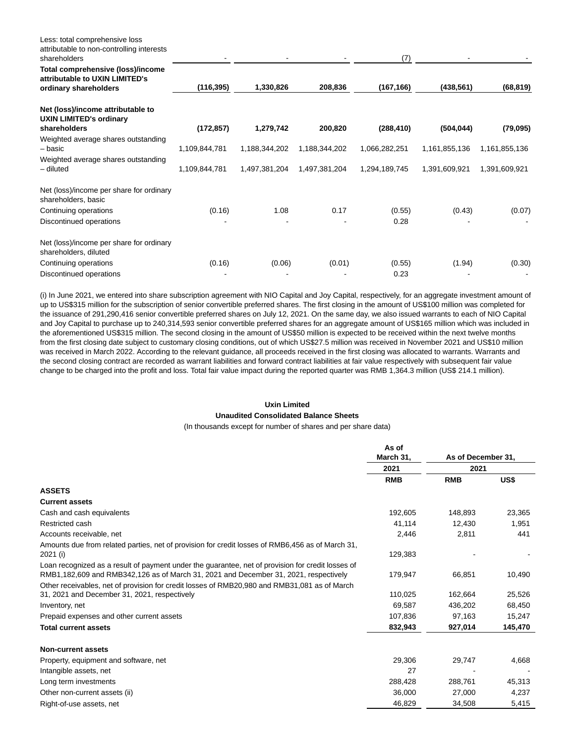| | | | | | | |
|---|---|---|---|---|---|---|
| Less: total comprehensive loss attributable to non-controlling interests shareholders | - | - | - | (7) | - | - |
| **Total comprehensive (loss)/income attributable to UXIN LIMITED's ordinary shareholders** | **(116,395)** | **1,330,826** | **208,836** | **(167,166)** | **(438,561)** | **(68,819)** |
| **Net (loss)/income attributable to UXIN LIMITED's ordinary shareholders** | **(172,857)** | **1,279,742** | **200,820** | **(288,410)** | **(504,044)** | **(79,095)** |
| Weighted average shares outstanding – basic | 1,109,844,781 | 1,188,344,202 | 1,188,344,202 | 1,066,282,251 | 1,161,855,136 | 1,161,855,136 |
| Weighted average shares outstanding – diluted | 1,109,844,781 | 1,497,381,204 | 1,497,381,204 | 1,294,189,745 | 1,391,609,921 | 1,391,609,921 |
| Net (loss)/income per share for ordinary shareholders, basic | | | | | | |
| Continuing operations | (0.16) | 1.08 | 0.17 | (0.55) | (0.43) | (0.07) |
| Discontinued operations | - | - | - | 0.28 | - | - |
| Net (loss)/income per share for ordinary shareholders, diluted | | | | | | |
| Continuing operations | (0.16) | (0.06) | (0.01) | (0.55) | (1.94) | (0.30) |
| Discontinued operations | - | - | - | 0.23 | - | - |

(i) In June 2021, we entered into share subscription agreement with NIO Capital and Joy Capital, respectively, for an aggregate investment amount of up to US$315 million for the subscription of senior convertible preferred shares. The first closing in the amount of US$100 million was completed for the issuance of 291,290,416 senior convertible preferred shares on July 12, 2021. On the same day, we also issued warrants to each of NIO Capital and Joy Capital to purchase up to 240,314,593 senior convertible preferred shares for an aggregate amount of US$165 million which was included in the aforementioned US$315 million. The second closing in the amount of US$50 million is expected to be received within the next twelve months from the first closing date subject to customary closing conditions, out of which US$27.5 million was received in November 2021 and US$10 million was received in March 2022. According to the relevant guidance, all proceeds received in the first closing was allocated to warrants. Warrants and the second closing contract are recorded as warrant liabilities and forward contract liabilities at fair value respectively with subsequent fair value change to be charged into the profit and loss. Total fair value impact during the reported quarter was RMB 1,364.3 million (US$ 214.1 million).

**Uxin Limited**

**Unaudited Consolidated Balance Sheets**

(In thousands except for number of shares and per share data)

| | As of March 31, | As of December 31, | |
|---|---|---|---|
| | 2021 | 2021 | |
| | RMB | RMB | US$ |
| **ASSETS** | | | |
| **Current assets** | | | |
| Cash and cash equivalents | 192,605 | 148,893 | 23,365 |
| Restricted cash | 41,114 | 12,430 | 1,951 |
| Accounts receivable, net | 2,446 | 2,811 | 441 |
| Amounts due from related parties, net of provision for credit losses of RMB6,456 as of March 31, 2021 (i) | 129,383 | - | - |
| Loan recognized as a result of payment under the guarantee, net of provision for credit losses of RMB1,182,609 and RMB342,126 as of March 31, 2021 and December 31, 2021, respectively | 179,947 | 66,851 | 10,490 |
| Other receivables, net of provision for credit losses of RMB20,980 and RMB31,081 as of March 31, 2021 and December 31, 2021, respectively | 110,025 | 162,664 | 25,526 |
| Inventory, net | 69,587 | 436,202 | 68,450 |
| Prepaid expenses and other current assets | 107,836 | 97,163 | 15,247 |
| **Total current assets** | **832,943** | **927,014** | **145,470** |
| **Non-current assets** | | | |
| Property, equipment and software, net | 29,306 | 29,747 | 4,668 |
| Intangible assets, net | 27 | - | - |
| Long term investments | 288,428 | 288,761 | 45,313 |
| Other non-current assets (ii) | 36,000 | 27,000 | 4,237 |
| Right-of-use assets, net | 46,829 | 34,508 | 5,415 |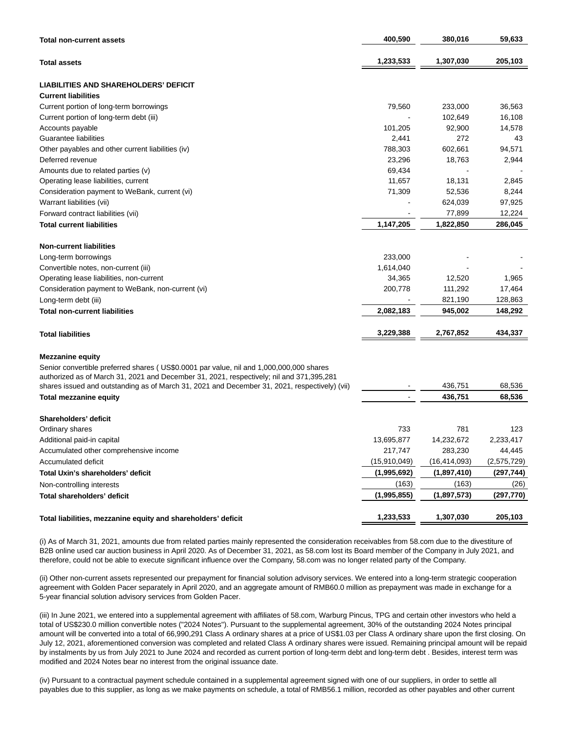| | | | |
|---|---|---|---|
| **Total non-current assets** | **400,590** | **380,016** | **59,633** |
| **Total assets** | **1,233,533** | **1,307,030** | **205,103** |
| **LIABILITIES AND SHAREHOLDERS' DEFICIT** | | | |
| **Current liabilities** | | | |
| Current portion of long-term borrowings | 79,560 | 233,000 | 36,563 |
| Current portion of long-term debt (iii) | - | 102,649 | 16,108 |
| Accounts payable | 101,205 | 92,900 | 14,578 |
| Guarantee liabilities | 2,441 | 272 | 43 |
| Other payables and other current liabilities (iv) | 788,303 | 602,661 | 94,571 |
| Deferred revenue | 23,296 | 18,763 | 2,944 |
| Amounts due to related parties (v) | 69,434 | - | - |
| Operating lease liabilities, current | 11,657 | 18,131 | 2,845 |
| Consideration payment to WeBank, current (vi) | 71,309 | 52,536 | 8,244 |
| Warrant liabilities (vii) | - | 624,039 | 97,925 |
| Forward contract liabilities (vii) | - | 77,899 | 12,224 |
| **Total current liabilities** | **1,147,205** | **1,822,850** | **286,045** |
| **Non-current liabilities** | | | |
| Long-term borrowings | 233,000 | - | - |
| Convertible notes, non-current (iii) | 1,614,040 | - | - |
| Operating lease liabilities, non-current | 34,365 | 12,520 | 1,965 |
| Consideration payment to WeBank, non-current (vi) | 200,778 | 111,292 | 17,464 |
| Long-term debt (iii) | - | 821,190 | 128,863 |
| **Total non-current liabilities** | **2,082,183** | **945,002** | **148,292** |
| **Total liabilities** | **3,229,388** | **2,767,852** | **434,337** |
| **Mezzanine equity** | | | |
| Senior convertible preferred shares ( US$0.0001 par value, nil and 1,000,000,000 shares authorized as of March 31, 2021 and December 31, 2021, respectively; nil and 371,395,281 shares issued and outstanding as of March 31, 2021 and December 31, 2021, respectively) (vii) | - | 436,751 | 68,536 |
| **Total mezzanine equity** | - | **436,751** | **68,536** |
| **Shareholders' deficit** | | | |
| Ordinary shares | 733 | 781 | 123 |
| Additional paid-in capital | 13,695,877 | 14,232,672 | 2,233,417 |
| Accumulated other comprehensive income | 217,747 | 283,230 | 44,445 |
| Accumulated deficit | (15,910,049) | (16,414,093) | (2,575,729) |
| **Total Uxin's shareholders' deficit** | **(1,995,692)** | **(1,897,410)** | **(297,744)** |
| Non-controlling interests | (163) | (163) | (26) |
| **Total shareholders' deficit** | **(1,995,855)** | **(1,897,573)** | **(297,770)** |
| **Total liabilities, mezzanine equity and shareholders' deficit** | **1,233,533** | **1,307,030** | **205,103** |

(i) As of March 31, 2021, amounts due from related parties mainly represented the consideration receivables from 58.com due to the divestiture of B2B online used car auction business in April 2020. As of December 31, 2021, as 58.com lost its Board member of the Company in July 2021, and therefore, could not be able to execute significant influence over the Company, 58.com was no longer related party of the Company.

(ii) Other non-current assets represented our prepayment for financial solution advisory services. We entered into a long-term strategic cooperation agreement with Golden Pacer separately in April 2020, and an aggregate amount of RMB60.0 million as prepayment was made in exchange for a 5-year financial solution advisory services from Golden Pacer.

(iii) In June 2021, we entered into a supplemental agreement with affiliates of 58.com, Warburg Pincus, TPG and certain other investors who held a total of US$230.0 million convertible notes ("2024 Notes"). Pursuant to the supplemental agreement, 30% of the outstanding 2024 Notes principal amount will be converted into a total of 66,990,291 Class A ordinary shares at a price of US$1.03 per Class A ordinary share upon the first closing. On July 12, 2021, aforementioned conversion was completed and related Class A ordinary shares were issued. Remaining principal amount will be repaid by instalments by us from July 2021 to June 2024 and recorded as current portion of long-term debt and long-term debt . Besides, interest term was modified and 2024 Notes bear no interest from the original issuance date.

(iv) Pursuant to a contractual payment schedule contained in a supplemental agreement signed with one of our suppliers, in order to settle all payables due to this supplier, as long as we make payments on schedule, a total of RMB56.1 million, recorded as other payables and other current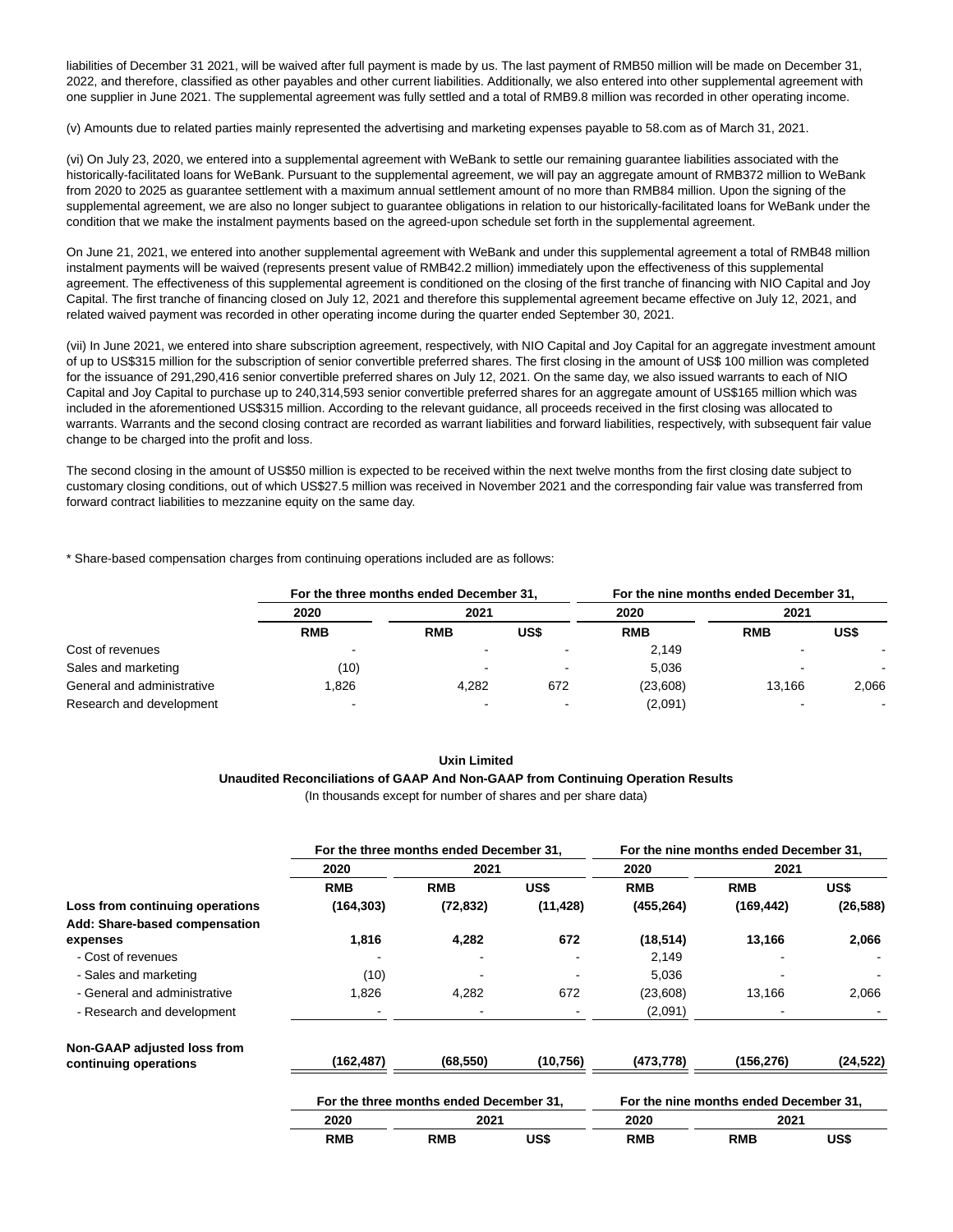liabilities of December 31 2021, will be waived after full payment is made by us. The last payment of RMB50 million will be made on December 31, 2022, and therefore, classified as other payables and other current liabilities. Additionally, we also entered into other supplemental agreement with one supplier in June 2021. The supplemental agreement was fully settled and a total of RMB9.8 million was recorded in other operating income.

(v) Amounts due to related parties mainly represented the advertising and marketing expenses payable to 58.com as of March 31, 2021.

(vi) On July 23, 2020, we entered into a supplemental agreement with WeBank to settle our remaining guarantee liabilities associated with the historically-facilitated loans for WeBank. Pursuant to the supplemental agreement, we will pay an aggregate amount of RMB372 million to WeBank from 2020 to 2025 as guarantee settlement with a maximum annual settlement amount of no more than RMB84 million. Upon the signing of the supplemental agreement, we are also no longer subject to guarantee obligations in relation to our historically-facilitated loans for WeBank under the condition that we make the instalment payments based on the agreed-upon schedule set forth in the supplemental agreement.

On June 21, 2021, we entered into another supplemental agreement with WeBank and under this supplemental agreement a total of RMB48 million instalment payments will be waived (represents present value of RMB42.2 million) immediately upon the effectiveness of this supplemental agreement. The effectiveness of this supplemental agreement is conditioned on the closing of the first tranche of financing with NIO Capital and Joy Capital. The first tranche of financing closed on July 12, 2021 and therefore this supplemental agreement became effective on July 12, 2021, and related waived payment was recorded in other operating income during the quarter ended September 30, 2021.

(vii) In June 2021, we entered into share subscription agreement, respectively, with NIO Capital and Joy Capital for an aggregate investment amount of up to US$315 million for the subscription of senior convertible preferred shares. The first closing in the amount of US$ 100 million was completed for the issuance of 291,290,416 senior convertible preferred shares on July 12, 2021. On the same day, we also issued warrants to each of NIO Capital and Joy Capital to purchase up to 240,314,593 senior convertible preferred shares for an aggregate amount of US$165 million which was included in the aforementioned US$315 million. According to the relevant guidance, all proceeds received in the first closing was allocated to warrants. Warrants and the second closing contract are recorded as warrant liabilities and forward liabilities, respectively, with subsequent fair value change to be charged into the profit and loss.

The second closing in the amount of US$50 million is expected to be received within the next twelve months from the first closing date subject to customary closing conditions, out of which US$27.5 million was received in November 2021 and the corresponding fair value was transferred from forward contract liabilities to mezzanine equity on the same day.

* Share-based compensation charges from continuing operations included are as follows:

| | For the three months ended December 31, | | | For the nine months ended December 31, | | |
|---|---|---|---|---|---|---|
| | 2020 | 2021 | | 2020 | 2021 | |
| | RMB | RMB | US$ | RMB | RMB | US$ |
| Cost of revenues | - | - | - | 2,149 | - | - |
| Sales and marketing | (10) | - | - | 5,036 | - | - |
| General and administrative | 1,826 | 4,282 | 672 | (23,608) | 13,166 | 2,066 |
| Research and development | - | - | - | (2,091) | - | - |

**Uxin Limited**

**Unaudited Reconciliations of GAAP And Non-GAAP from Continuing Operation Results**

(In thousands except for number of shares and per share data)

| | For the three months ended December 31, | | | For the nine months ended December 31, | | |
|---|---|---|---|---|---|---|
| | 2020 | 2021 | | 2020 | 2021 | |
| | RMB | RMB | US$ | RMB | RMB | US$ |
| **Loss from continuing operations** | **(164,303)** | **(72,832)** | **(11,428)** | **(455,264)** | **(169,442)** | **(26,588)** |
| **Add: Share-based compensation expenses** | **1,816** | **4,282** | **672** | **(18,514)** | **13,166** | **2,066** |
| - Cost of revenues | - | - | - | 2,149 | - | - |
| - Sales and marketing | (10) | - | - | 5,036 | - | - |
| - General and administrative | 1,826 | 4,282 | 672 | (23,608) | 13,166 | 2,066 |
| - Research and development | - | - | - | (2,091) | - | - |
| **Non-GAAP adjusted loss from continuing operations** | **(162,487)** | **(68,550)** | **(10,756)** | **(473,778)** | **(156,276)** | **(24,522)** |

| | For the three months ended December 31, | | | For the nine months ended December 31, | | |
|---|---|---|---|---|---|---|
| | 2020 | 2021 | | 2020 | 2021 | |
| | RMB | RMB | US$ | RMB | RMB | US$ |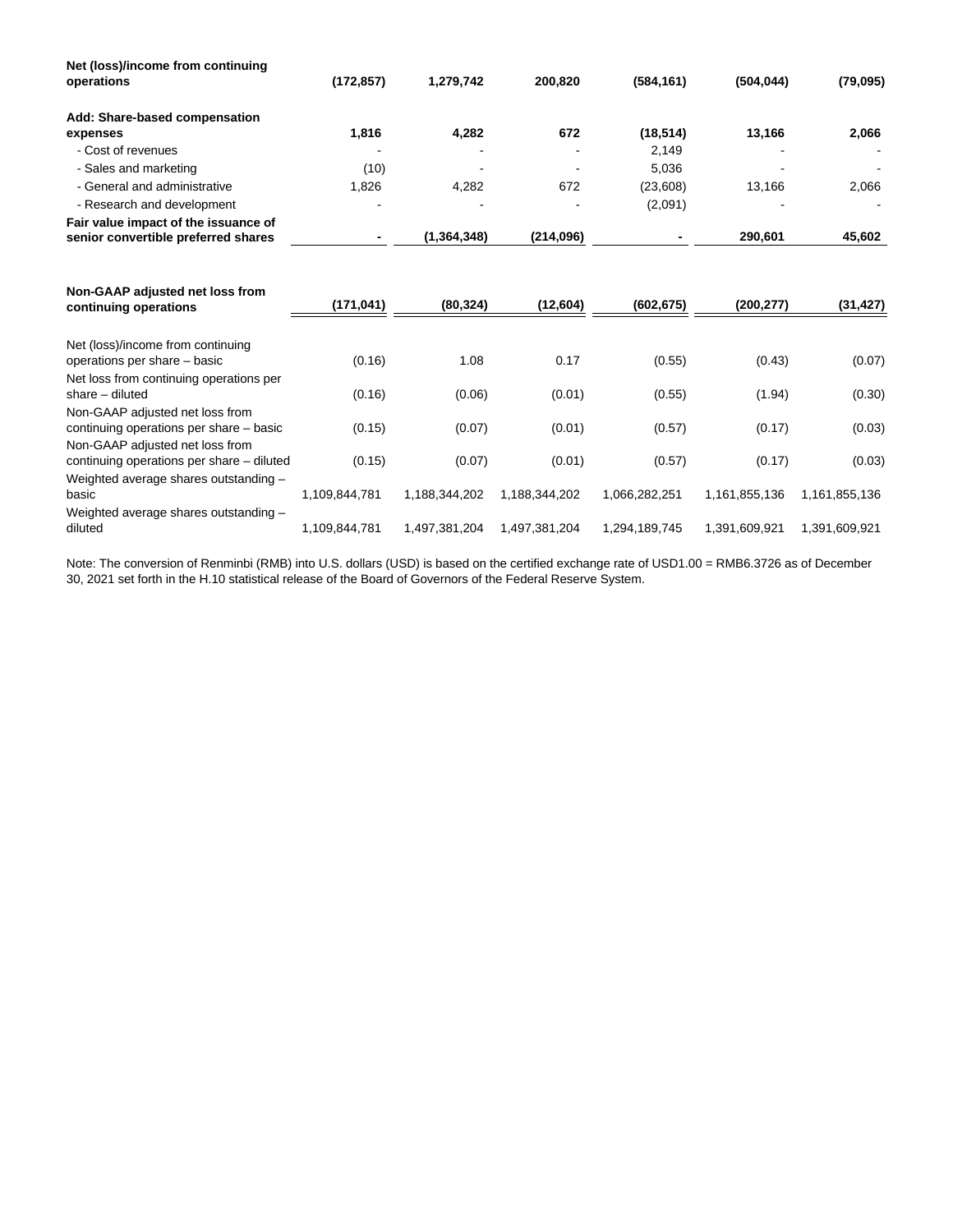| | | | | | | |
|---|---|---|---|---|---|---|
| **Net (loss)/income from continuing operations** | **(172,857)** | **1,279,742** | **200,820** | **(584,161)** | **(504,044)** | **(79,095)** |
| **Add: Share-based compensation expenses** | **1,816** | **4,282** | **672** | **(18,514)** | **13,166** | **2,066** |
| - Cost of revenues | - | - | - | 2,149 | - | - |
| - Sales and marketing | (10) | - | - | 5,036 | - | - |
| - General and administrative | 1,826 | 4,282 | 672 | (23,608) | 13,166 | 2,066 |
| - Research and development | - | - | - | (2,091) | - | - |
| **Fair value impact of the issuance of senior convertible preferred shares** | **-** | **(1,364,348)** | **(214,096)** | **-** | **290,601** | **45,602** |
| **Non-GAAP adjusted net loss from continuing operations** | **(171,041)** | **(80,324)** | **(12,604)** | **(602,675)** | **(200,277)** | **(31,427)** |
| Net (loss)/income from continuing operations per share – basic | (0.16) | 1.08 | 0.17 | (0.55) | (0.43) | (0.07) |
| Net loss from continuing operations per share – diluted | (0.16) | (0.06) | (0.01) | (0.55) | (1.94) | (0.30) |
| Non-GAAP adjusted net loss from continuing operations per share – basic | (0.15) | (0.07) | (0.01) | (0.57) | (0.17) | (0.03) |
| Non-GAAP adjusted net loss from continuing operations per share – diluted | (0.15) | (0.07) | (0.01) | (0.57) | (0.17) | (0.03) |
| Weighted average shares outstanding – basic | 1,109,844,781 | 1,188,344,202 | 1,188,344,202 | 1,066,282,251 | 1,161,855,136 | 1,161,855,136 |
| Weighted average shares outstanding – diluted | 1,109,844,781 | 1,497,381,204 | 1,497,381,204 | 1,294,189,745 | 1,391,609,921 | 1,391,609,921 |

Note: The conversion of Renminbi (RMB) into U.S. dollars (USD) is based on the certified exchange rate of USD1.00 = RMB6.3726 as of December 30, 2021 set forth in the H.10 statistical release of the Board of Governors of the Federal Reserve System.